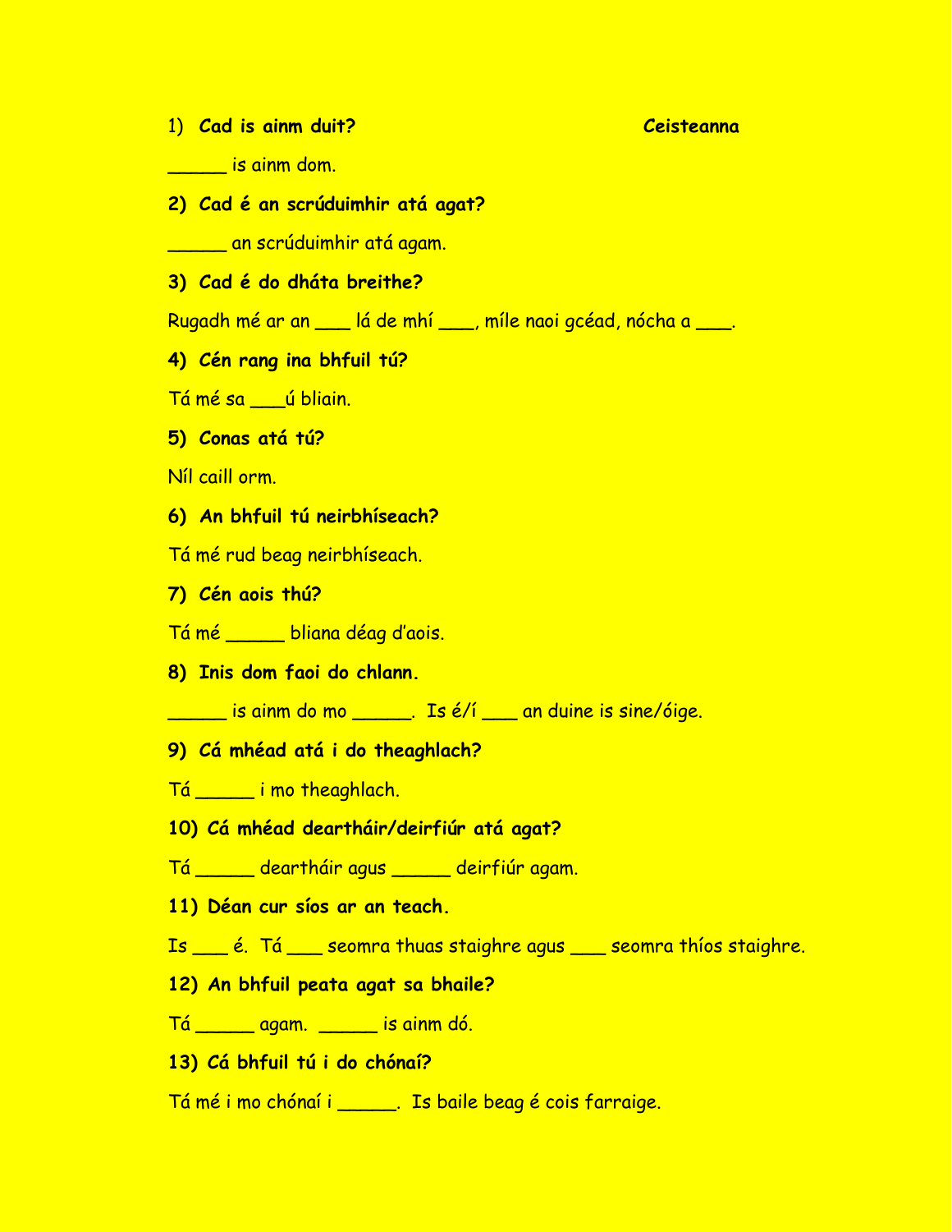1) **Cad is ainm duit?** **Ceisteanna**

_____ is ainm dom.

**2) Cad é an scrúduimhir atá agat?**

_____ an scrúduimhir atá agam.

**3) Cad é do dháta breithe?**

Rugadh mé ar an ___ lá de mhí ___, míle naoi gcéad, nócha a ___.

**4) Cén rang ina bhfuil tú?**

Tá mé sa ___ú bliain.

**5) Conas atá tú?**

Níl caill orm.

**6) An bhfuil tú neirbhíseach?**

Tá mé rud beag neirbhíseach.

**7) Cén aois thú?**

Tá mé _____ bliana déag d'aois.

**8) Inis dom faoi do chlann.**

_____ is ainm do mo _____. Is é/í ___ an duine is sine/óige.

**9) Cá mhéad atá i do theaghlach?**

Tá _____ i mo theaghlach.

**10) Cá mhéad deartháir/deirfiúr atá agat?**

Tá _____ deartháir agus _____ deirfiúr agam.

**11) Déan cur síos ar an teach.**

Is ___ é. Tá ___ seomra thuas staighre agus ___ seomra thíos staighre.

**12) An bhfuil peata agat sa bhaile?**

Tá _____ agam. _____ is ainm dó.

**13) Cá bhfuil tú i do chónaí?**

Tá mé i mo chónaí i _____. Is baile beag é cois farraige.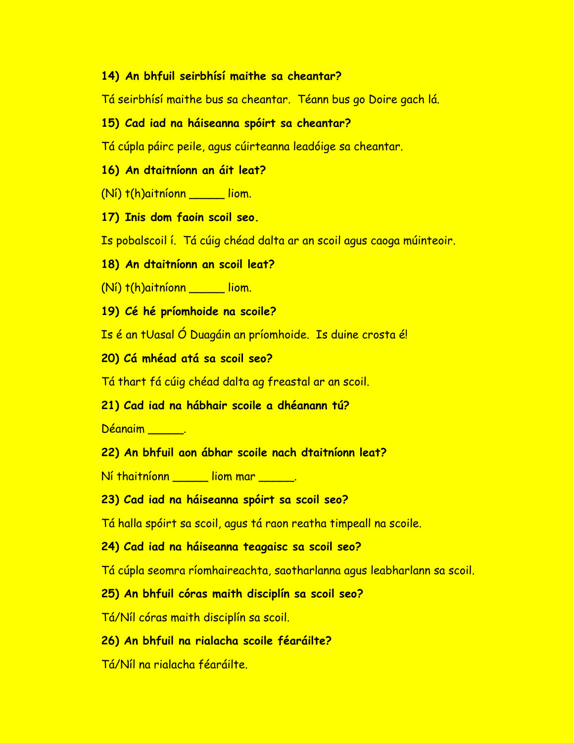**14) An bhfuil seirbhísí maithe sa cheantar?**

Tá seirbhísí maithe bus sa cheantar.  Téann bus go Doire gach lá.

**15) Cad iad na háiseanna spóirt sa cheantar?**

Tá cúpla páirc peile, agus cúirteanna leadóige sa cheantar.

**16) An dtaitníonn an áit leat?**

(Ní) t(h)aitníonn _____ liom.

**17) Inis dom faoin scoil seo.**

Is pobalscoil í.  Tá cúig chéad dalta ar an scoil agus caoga múinteoir.

**18) An dtaitníonn an scoil leat?**

(Ní) t(h)aitníonn _____ liom.

**19) Cé hé príomhoide na scoile?**

Is é an tUasal Ó Duagáin an príomhoide.  Is duine crosta é!

**20) Cá mhéad atá sa scoil seo?**

Tá thart fá cúig chéad dalta ag freastal ar an scoil.

**21) Cad iad na hábhair scoile a dhéanann tú?**

Déanaim _____.

**22) An bhfuil aon ábhar scoile nach dtaitníonn leat?**

Ní thaitníonn _____ liom mar _____.

**23) Cad iad na háiseanna spóirt sa scoil seo?**

Tá halla spóirt sa scoil, agus tá raon reatha timpeall na scoile.

**24) Cad iad na háiseanna teagaisc sa scoil seo?**

Tá cúpla seomra ríomhaireachta, saotharlanna agus leabharlann sa scoil.

**25) An bhfuil córas maith disciplín sa scoil seo?**

Tá/Níl córas maith disciplín sa scoil.

**26) An bhfuil na rialacha scoile féaráilte?**

Tá/Níl na rialacha féaráilte.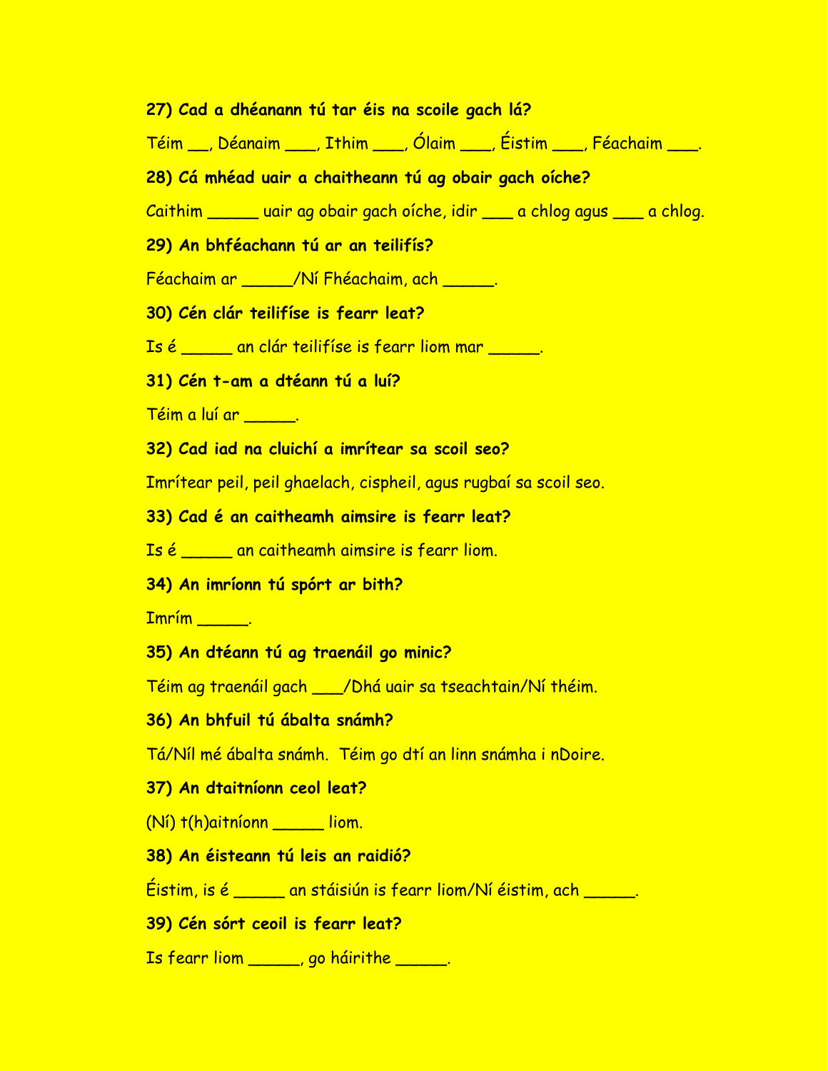**27) Cad a dhéanann tú tar éis na scoile gach lá?**

Téim __, Déanaim ___, Ithim ___, Ólaim ___, Éistim ___, Féachaim ___.

**28) Cá mhéad uair a chaitheann tú ag obair gach oíche?**

Caithim _____ uair ag obair gach oíche, idir ___ a chlog agus ___ a chlog.

**29) An bhféachann tú ar an teilifís?**

Féachaim ar _____/Ní Fhéachaim, ach _____.

**30) Cén clár teilifíse is fearr leat?**

Is é _____ an clár teilifíse is fearr liom mar _____.

**31) Cén t-am a dtéann tú a luí?**

Téim a luí ar _____.

**32) Cad iad na cluichí a imrítear sa scoil seo?**

Imrítear peil, peil ghaelach, cispheil, agus rugbaí sa scoil seo.

**33) Cad é an caitheamh aimsire is fearr leat?**

Is é _____ an caitheamh aimsire is fearr liom.

**34) An imríonn tú spórt ar bith?**

Imrím _____.

**35) An dtéann tú ag traenáil go minic?**

Téim ag traenáil gach ___/Dhá uair sa tseachtain/Ní théim.

**36) An bhfuil tú ábalta snámh?**

Tá/Níl mé ábalta snámh. Téim go dtí an linn snámha i nDoire.

**37) An dtaitníonn ceol leat?**

(Ní) t(h)aitníonn _____ liom.

**38) An éisteann tú leis an raidió?**

Éistim, is é _____ an stáisiún is fearr liom/Ní éistim, ach _____.

**39) Cén sórt ceoil is fearr leat?**

Is fearr liom _____, go háirithe _____.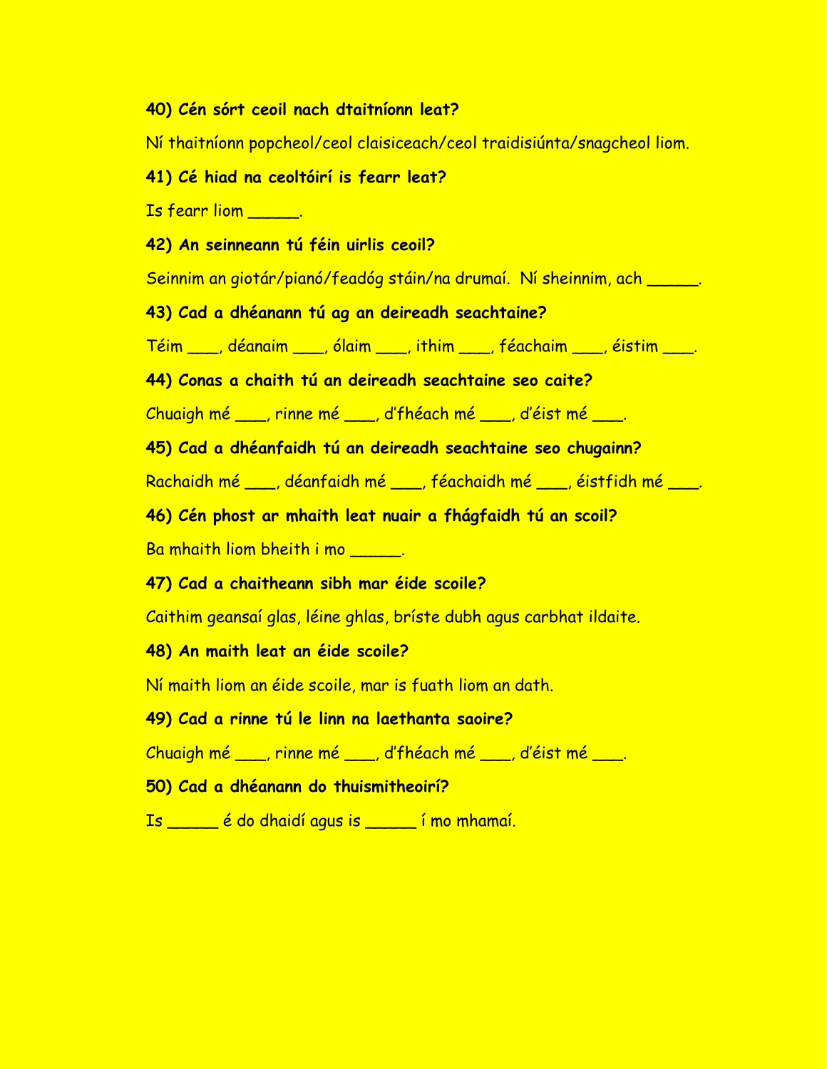**40) Cén sórt ceoil nach dtaitníonn leat?**

Ní thaitníonn popcheol/ceol claisiceach/ceol traidisiúnta/snagcheol liom.

**41) Cé hiad na ceoltóirí is fearr leat?**

Is fearr liom _____.

**42) An seinneann tú féin uirlis ceoil?**

Seinnim an giotár/pianó/feadóg stáin/na drumaí. Ní sheinnim, ach _____.

**43) Cad a dhéanann tú ag an deireadh seachtaine?**

Téim ___, déanaim ___, ólaim ___, ithim ___, féachaim ___, éistim ___.

**44) Conas a chaith tú an deireadh seachtaine seo caite?**

Chuaigh mé ___, rinne mé ___, d'fhéach mé ___, d'éist mé ___.

**45) Cad a dhéanfaidh tú an deireadh seachtaine seo chugainn?**

Rachaidh mé ___, déanfaidh mé ___, féachaidh mé ___, éistfidh mé ___.

**46) Cén phost ar mhaith leat nuair a fhágfaidh tú an scoil?**

Ba mhaith liom bheith i mo _____.

**47) Cad a chaitheann sibh mar éide scoile?**

Caithim geansaí glas, léine ghlas, bríste dubh agus carbhat ildaite.

**48) An maith leat an éide scoile?**

Ní maith liom an éide scoile, mar is fuath liom an dath.

**49) Cad a rinne tú le linn na laethanta saoire?**

Chuaigh mé ___, rinne mé ___, d'fhéach mé ___, d'éist mé ___.

**50) Cad a dhéanann do thuismitheoirí?**

Is _____ é do dhaidí agus is _____ í mo mhamaí.